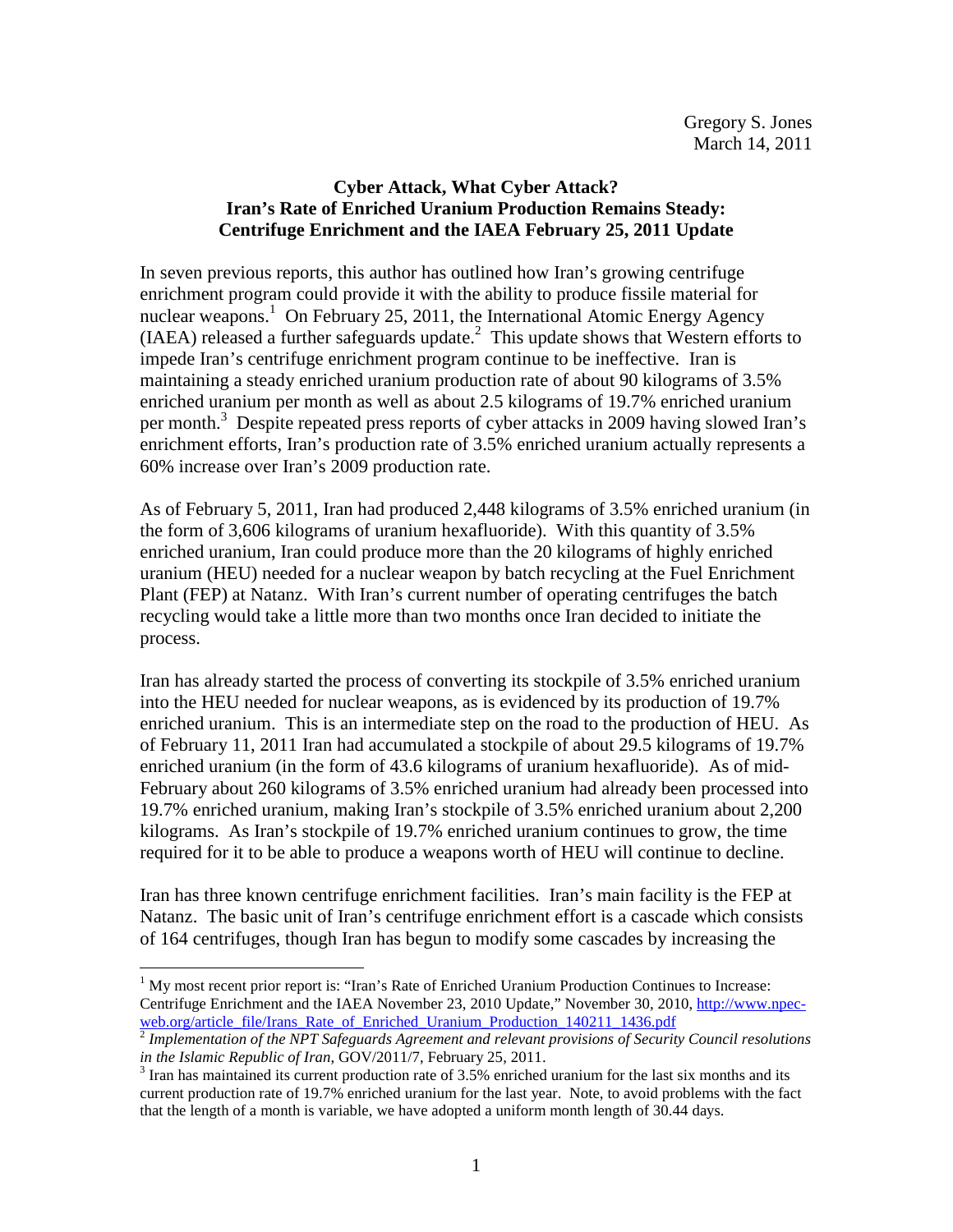Gregory S. Jones
March 14, 2011

**Cyber Attack, What Cyber Attack?**
**Iran's Rate of Enriched Uranium Production Remains Steady:**
**Centrifuge Enrichment and the IAEA February 25, 2011 Update**

In seven previous reports, this author has outlined how Iran's growing centrifuge enrichment program could provide it with the ability to produce fissile material for nuclear weapons.[1] On February 25, 2011, the International Atomic Energy Agency (IAEA) released a further safeguards update.[2] This update shows that Western efforts to impede Iran's centrifuge enrichment program continue to be ineffective. Iran is maintaining a steady enriched uranium production rate of about 90 kilograms of 3.5% enriched uranium per month as well as about 2.5 kilograms of 19.7% enriched uranium per month.[3] Despite repeated press reports of cyber attacks in 2009 having slowed Iran's enrichment efforts, Iran's production rate of 3.5% enriched uranium actually represents a 60% increase over Iran's 2009 production rate.

As of February 5, 2011, Iran had produced 2,448 kilograms of 3.5% enriched uranium (in the form of 3,606 kilograms of uranium hexafluoride). With this quantity of 3.5% enriched uranium, Iran could produce more than the 20 kilograms of highly enriched uranium (HEU) needed for a nuclear weapon by batch recycling at the Fuel Enrichment Plant (FEP) at Natanz. With Iran's current number of operating centrifuges the batch recycling would take a little more than two months once Iran decided to initiate the process.

Iran has already started the process of converting its stockpile of 3.5% enriched uranium into the HEU needed for nuclear weapons, as is evidenced by its production of 19.7% enriched uranium. This is an intermediate step on the road to the production of HEU. As of February 11, 2011 Iran had accumulated a stockpile of about 29.5 kilograms of 19.7% enriched uranium (in the form of 43.6 kilograms of uranium hexafluoride). As of mid-February about 260 kilograms of 3.5% enriched uranium had already been processed into 19.7% enriched uranium, making Iran's stockpile of 3.5% enriched uranium about 2,200 kilograms. As Iran's stockpile of 19.7% enriched uranium continues to grow, the time required for it to be able to produce a weapons worth of HEU will continue to decline.

Iran has three known centrifuge enrichment facilities. Iran's main facility is the FEP at Natanz. The basic unit of Iran's centrifuge enrichment effort is a cascade which consists of 164 centrifuges, though Iran has begun to modify some cascades by increasing the

---

[1] My most recent prior report is: "Iran's Rate of Enriched Uranium Production Continues to Increase: Centrifuge Enrichment and the IAEA November 23, 2010 Update," November 30, 2010, http://www.npec-web.org/article_file/Irans_Rate_of_Enriched_Uranium_Production_140211_1436.pdf

[2] *Implementation of the NPT Safeguards Agreement and relevant provisions of Security Council resolutions in the Islamic Republic of Iran*, GOV/2011/7, February 25, 2011.

[3] Iran has maintained its current production rate of 3.5% enriched uranium for the last six months and its current production rate of 19.7% enriched uranium for the last year. Note, to avoid problems with the fact that the length of a month is variable, we have adopted a uniform month length of 30.44 days.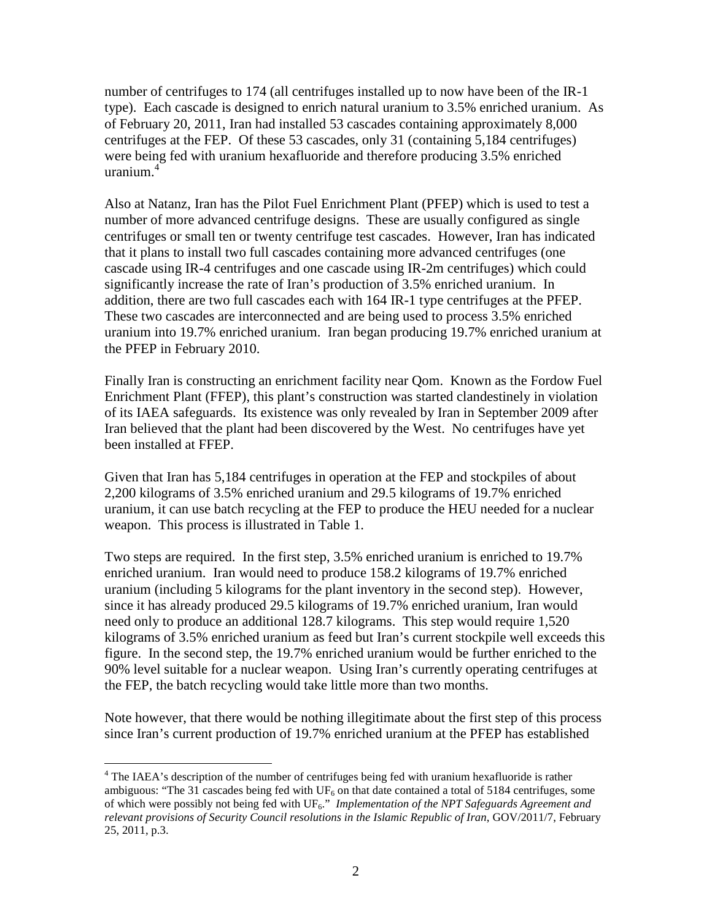number of centrifuges to 174 (all centrifuges installed up to now have been of the IR-1 type). Each cascade is designed to enrich natural uranium to 3.5% enriched uranium. As of February 20, 2011, Iran had installed 53 cascades containing approximately 8,000 centrifuges at the FEP. Of these 53 cascades, only 31 (containing 5,184 centrifuges) were being fed with uranium hexafluoride and therefore producing 3.5% enriched uranium.[4]

Also at Natanz, Iran has the Pilot Fuel Enrichment Plant (PFEP) which is used to test a number of more advanced centrifuge designs. These are usually configured as single centrifuges or small ten or twenty centrifuge test cascades. However, Iran has indicated that it plans to install two full cascades containing more advanced centrifuges (one cascade using IR-4 centrifuges and one cascade using IR-2m centrifuges) which could significantly increase the rate of Iran's production of 3.5% enriched uranium. In addition, there are two full cascades each with 164 IR-1 type centrifuges at the PFEP. These two cascades are interconnected and are being used to process 3.5% enriched uranium into 19.7% enriched uranium. Iran began producing 19.7% enriched uranium at the PFEP in February 2010.

Finally Iran is constructing an enrichment facility near Qom. Known as the Fordow Fuel Enrichment Plant (FFEP), this plant's construction was started clandestinely in violation of its IAEA safeguards. Its existence was only revealed by Iran in September 2009 after Iran believed that the plant had been discovered by the West. No centrifuges have yet been installed at FFEP.

Given that Iran has 5,184 centrifuges in operation at the FEP and stockpiles of about 2,200 kilograms of 3.5% enriched uranium and 29.5 kilograms of 19.7% enriched uranium, it can use batch recycling at the FEP to produce the HEU needed for a nuclear weapon. This process is illustrated in Table 1.

Two steps are required. In the first step, 3.5% enriched uranium is enriched to 19.7% enriched uranium. Iran would need to produce 158.2 kilograms of 19.7% enriched uranium (including 5 kilograms for the plant inventory in the second step). However, since it has already produced 29.5 kilograms of 19.7% enriched uranium, Iran would need only to produce an additional 128.7 kilograms. This step would require 1,520 kilograms of 3.5% enriched uranium as feed but Iran's current stockpile well exceeds this figure. In the second step, the 19.7% enriched uranium would be further enriched to the 90% level suitable for a nuclear weapon. Using Iran's currently operating centrifuges at the FEP, the batch recycling would take little more than two months.

Note however, that there would be nothing illegitimate about the first step of this process since Iran's current production of 19.7% enriched uranium at the PFEP has established

---

[4] The IAEA's description of the number of centrifuges being fed with uranium hexafluoride is rather ambiguous: "The 31 cascades being fed with $UF_6$ on that date contained a total of 5184 centrifuges, some of which were possibly not being fed with $UF_6$." *Implementation of the NPT Safeguards Agreement and relevant provisions of Security Council resolutions in the Islamic Republic of Iran*, GOV/2011/7, February 25, 2011, p.3.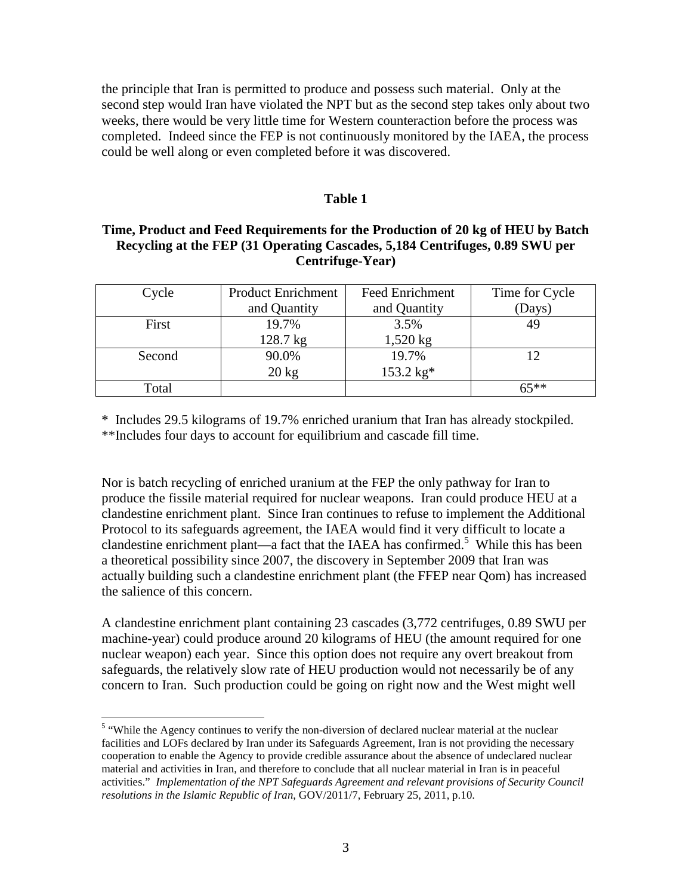the principle that Iran is permitted to produce and possess such material. Only at the second step would Iran have violated the NPT but as the second step takes only about two weeks, there would be very little time for Western counteraction before the process was completed. Indeed since the FEP is not continuously monitored by the IAEA, the process could be well along or even completed before it was discovered.

**Table 1**

**Time, Product and Feed Requirements for the Production of 20 kg of HEU by Batch Recycling at the FEP (31 Operating Cascades, 5,184 Centrifuges, 0.89 SWU per Centrifuge-Year)**

| Cycle | Product Enrichment and Quantity | Feed Enrichment and Quantity | Time for Cycle (Days) |
|---|---|---|---|
| First | 19.7%<br>128.7 kg | 3.5%<br>1,520 kg | 49 |
| Second | 90.0%<br>20 kg | 19.7%<br>153.2 kg* | 12 |
| Total | | | 65** |

\* Includes 29.5 kilograms of 19.7% enriched uranium that Iran has already stockpiled.
**Includes four days to account for equilibrium and cascade fill time.

Nor is batch recycling of enriched uranium at the FEP the only pathway for Iran to produce the fissile material required for nuclear weapons. Iran could produce HEU at a clandestine enrichment plant. Since Iran continues to refuse to implement the Additional Protocol to its safeguards agreement, the IAEA would find it very difficult to locate a clandestine enrichment plant—a fact that the IAEA has confirmed.[5] While this has been a theoretical possibility since 2007, the discovery in September 2009 that Iran was actually building such a clandestine enrichment plant (the FFEP near Qom) has increased the salience of this concern.

A clandestine enrichment plant containing 23 cascades (3,772 centrifuges, 0.89 SWU per machine-year) could produce around 20 kilograms of HEU (the amount required for one nuclear weapon) each year. Since this option does not require any overt breakout from safeguards, the relatively slow rate of HEU production would not necessarily be of any concern to Iran. Such production could be going on right now and the West might well

[5] "While the Agency continues to verify the non-diversion of declared nuclear material at the nuclear facilities and LOFs declared by Iran under its Safeguards Agreement, Iran is not providing the necessary cooperation to enable the Agency to provide credible assurance about the absence of undeclared nuclear material and activities in Iran, and therefore to conclude that all nuclear material in Iran is in peaceful activities." *Implementation of the NPT Safeguards Agreement and relevant provisions of Security Council resolutions in the Islamic Republic of Iran*, GOV/2011/7, February 25, 2011, p.10.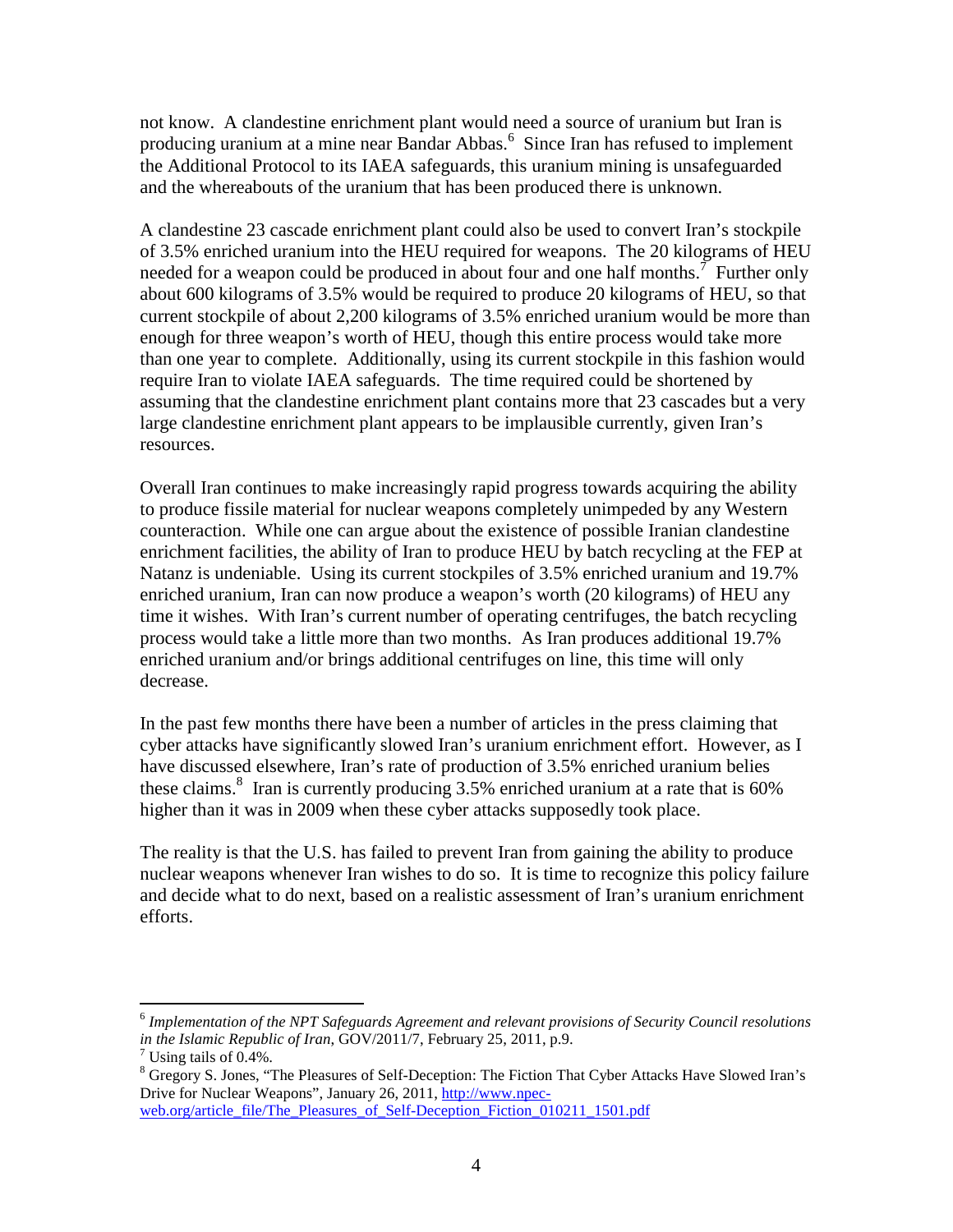not know. A clandestine enrichment plant would need a source of uranium but Iran is producing uranium at a mine near Bandar Abbas.[6] Since Iran has refused to implement the Additional Protocol to its IAEA safeguards, this uranium mining is unsafeguarded and the whereabouts of the uranium that has been produced there is unknown.

A clandestine 23 cascade enrichment plant could also be used to convert Iran's stockpile of 3.5% enriched uranium into the HEU required for weapons. The 20 kilograms of HEU needed for a weapon could be produced in about four and one half months.[7] Further only about 600 kilograms of 3.5% would be required to produce 20 kilograms of HEU, so that current stockpile of about 2,200 kilograms of 3.5% enriched uranium would be more than enough for three weapon's worth of HEU, though this entire process would take more than one year to complete. Additionally, using its current stockpile in this fashion would require Iran to violate IAEA safeguards. The time required could be shortened by assuming that the clandestine enrichment plant contains more that 23 cascades but a very large clandestine enrichment plant appears to be implausible currently, given Iran's resources.

Overall Iran continues to make increasingly rapid progress towards acquiring the ability to produce fissile material for nuclear weapons completely unimpeded by any Western counteraction. While one can argue about the existence of possible Iranian clandestine enrichment facilities, the ability of Iran to produce HEU by batch recycling at the FEP at Natanz is undeniable. Using its current stockpiles of 3.5% enriched uranium and 19.7% enriched uranium, Iran can now produce a weapon's worth (20 kilograms) of HEU any time it wishes. With Iran's current number of operating centrifuges, the batch recycling process would take a little more than two months. As Iran produces additional 19.7% enriched uranium and/or brings additional centrifuges on line, this time will only decrease.

In the past few months there have been a number of articles in the press claiming that cyber attacks have significantly slowed Iran's uranium enrichment effort. However, as I have discussed elsewhere, Iran's rate of production of 3.5% enriched uranium belies these claims.[8] Iran is currently producing 3.5% enriched uranium at a rate that is 60% higher than it was in 2009 when these cyber attacks supposedly took place.

The reality is that the U.S. has failed to prevent Iran from gaining the ability to produce nuclear weapons whenever Iran wishes to do so. It is time to recognize this policy failure and decide what to do next, based on a realistic assessment of Iran's uranium enrichment efforts.

---

[6] *Implementation of the NPT Safeguards Agreement and relevant provisions of Security Council resolutions in the Islamic Republic of Iran*, GOV/2011/7, February 25, 2011, p.9.

[7] Using tails of 0.4%.

[8] Gregory S. Jones, "The Pleasures of Self-Deception: The Fiction That Cyber Attacks Have Slowed Iran's Drive for Nuclear Weapons", January 26, 2011, http://www.npec-web.org/article_file/The_Pleasures_of_Self-Deception_Fiction_010211_1501.pdf